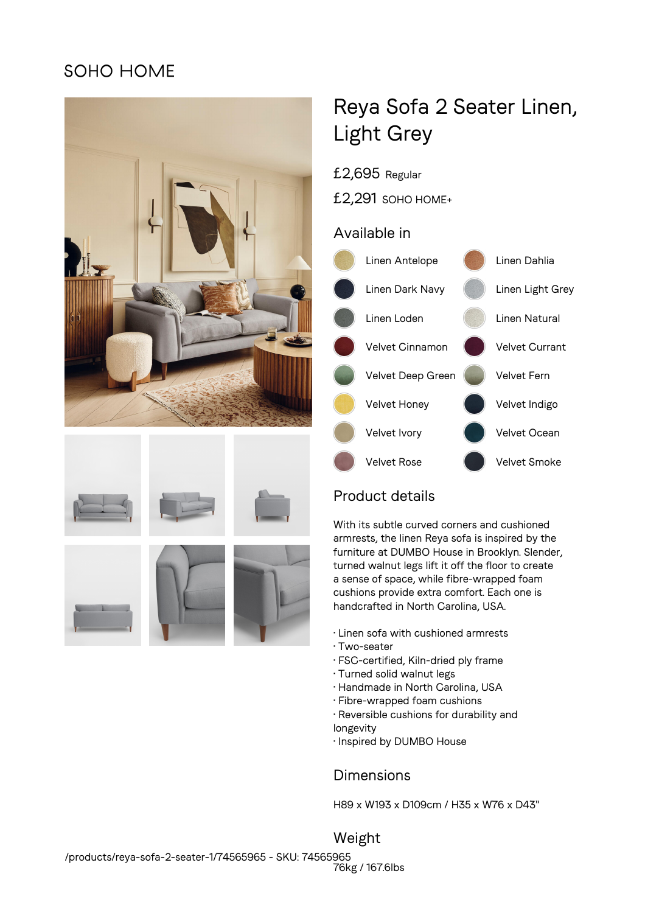SOHO HOME

# Reya Sofa 2 Seater Linen, Light Grey

£2,695 Regular

£2,291 SOHO HOME+

## Available in

- Linen Antelope
- Linen Dahlia
- Linen Dark Navy
- Linen Light Grey
- Linen Loden
- Linen Natural
- Velvet Cinnamon
- Velvet Currant
- Velvet Deep Green
- Velvet Fern
- Velvet Honey
- Velvet Indigo
- Velvet Ivory
- Velvet Ocean
- Velvet Rose
- Velvet Smoke

## Product details

With its subtle curved corners and cushioned armrests, the linen Reya sofa is inspired by the furniture at DUMBO House in Brooklyn. Slender, turned walnut legs lift it off the floor to create a sense of space, while fibre-wrapped foam cushions provide extra comfort. Each one is handcrafted in North Carolina, USA.

- Linen sofa with cushioned armrests
- Two-seater
- FSC-certified, Kiln-dried ply frame
- Turned solid walnut legs
- Handmade in North Carolina, USA
- Fibre-wrapped foam cushions
- Reversible cushions for durability and longevity
- Inspired by DUMBO House

## Dimensions

H89 x W193 x D109cm / H35 x W76 x D43"

## Weight

76kg / 167.6lbs

/products/reya-sofa-2-seater-1/74565965 - SKU: 74565965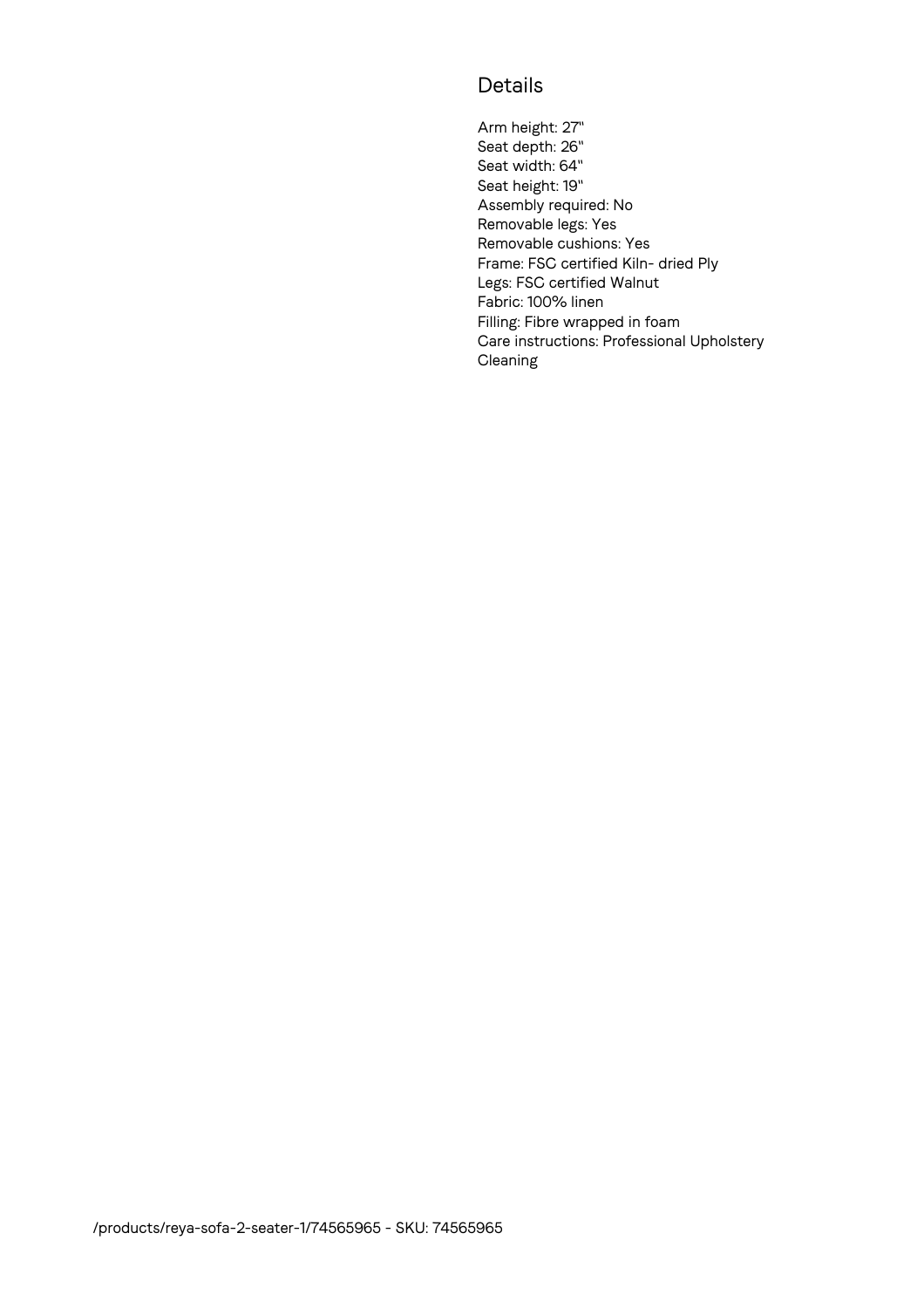## Details

Arm height: 27"
Seat depth: 26"
Seat width: 64"
Seat height: 19"
Assembly required: No
Removable legs: Yes
Removable cushions: Yes
Frame: FSC certified Kiln- dried Ply
Legs: FSC certified Walnut
Fabric: 100% linen
Filling: Fibre wrapped in foam
Care instructions: Professional Upholstery Cleaning